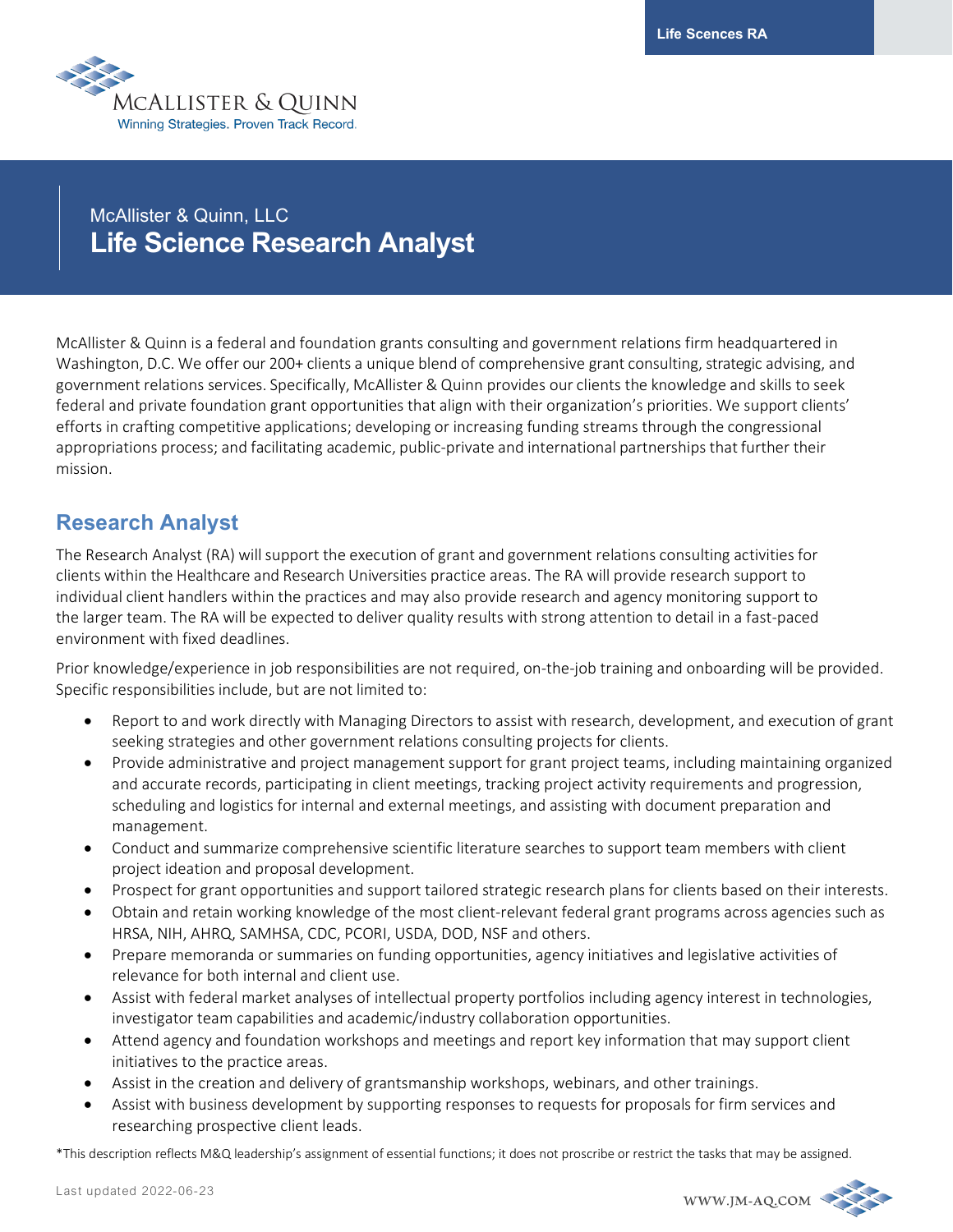Life Scences RA

McALLISTER & QUINN
Winning Strategies. Proven Track Record.

McAllister & Quinn, LLC

# Life Science Research Analyst

McAllister & Quinn is a federal and foundation grants consulting and government relations firm headquartered in Washington, D.C. We offer our 200+ clients a unique blend of comprehensive grant consulting, strategic advising, and government relations services. Specifically, McAllister & Quinn provides our clients the knowledge and skills to seek federal and private foundation grant opportunities that align with their organization's priorities. We support clients' efforts in crafting competitive applications; developing or increasing funding streams through the congressional appropriations process; and facilitating academic, public-private and international partnerships that further their mission.

## Research Analyst

The Research Analyst (RA) will support the execution of grant and government relations consulting activities for clients within the Healthcare and Research Universities practice areas. The RA will provide research support to individual client handlers within the practices and may also provide research and agency monitoring support to the larger team. The RA will be expected to deliver quality results with strong attention to detail in a fast-paced environment with fixed deadlines.

Prior knowledge/experience in job responsibilities are not required, on-the-job training and onboarding will be provided. Specific responsibilities include, but are not limited to:

- Report to and work directly with Managing Directors to assist with research, development, and execution of grant seeking strategies and other government relations consulting projects for clients.
- Provide administrative and project management support for grant project teams, including maintaining organized and accurate records, participating in client meetings, tracking project activity requirements and progression, scheduling and logistics for internal and external meetings, and assisting with document preparation and management.
- Conduct and summarize comprehensive scientific literature searches to support team members with client project ideation and proposal development.
- Prospect for grant opportunities and support tailored strategic research plans for clients based on their interests.
- Obtain and retain working knowledge of the most client-relevant federal grant programs across agencies such as HRSA, NIH, AHRQ, SAMHSA, CDC, PCORI, USDA, DOD, NSF and others.
- Prepare memoranda or summaries on funding opportunities, agency initiatives and legislative activities of relevance for both internal and client use.
- Assist with federal market analyses of intellectual property portfolios including agency interest in technologies, investigator team capabilities and academic/industry collaboration opportunities.
- Attend agency and foundation workshops and meetings and report key information that may support client initiatives to the practice areas.
- Assist in the creation and delivery of grantsmanship workshops, webinars, and other trainings.
- Assist with business development by supporting responses to requests for proposals for firm services and researching prospective client leads.

*This description reflects M&Q leadership's assignment of essential functions; it does not proscribe or restrict the tasks that may be assigned.

Last updated 2022-06-23

WWW.JM-AQ.COM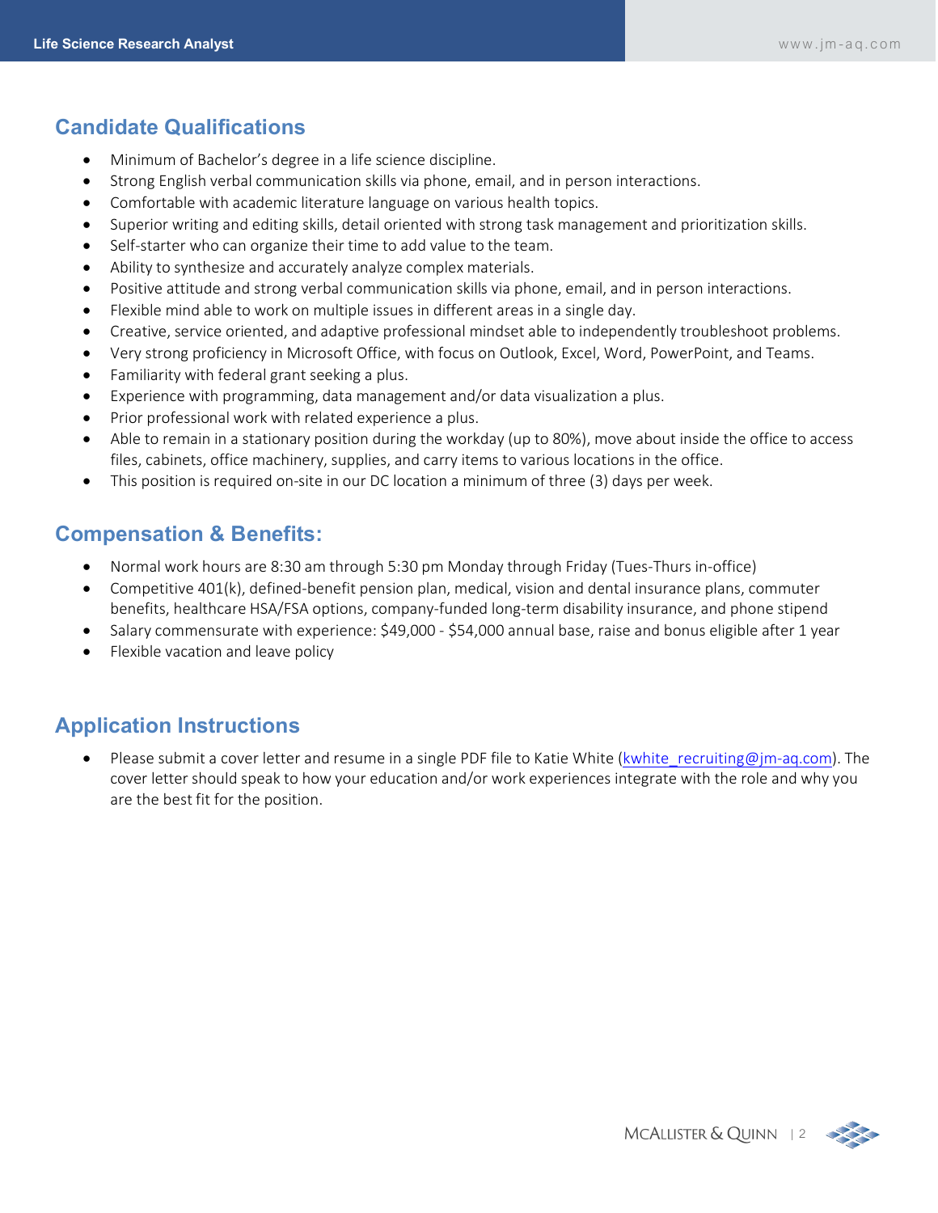## Candidate Qualifications

- Minimum of Bachelor's degree in a life science discipline.
- Strong English verbal communication skills via phone, email, and in person interactions.
- Comfortable with academic literature language on various health topics.
- Superior writing and editing skills, detail oriented with strong task management and prioritization skills.
- Self-starter who can organize their time to add value to the team.
- Ability to synthesize and accurately analyze complex materials.
- Positive attitude and strong verbal communication skills via phone, email, and in person interactions.
- Flexible mind able to work on multiple issues in different areas in a single day.
- Creative, service oriented, and adaptive professional mindset able to independently troubleshoot problems.
- Very strong proficiency in Microsoft Office, with focus on Outlook, Excel, Word, PowerPoint, and Teams.
- Familiarity with federal grant seeking a plus.
- Experience with programming, data management and/or data visualization a plus.
- Prior professional work with related experience a plus.
- Able to remain in a stationary position during the workday (up to 80%), move about inside the office to access files, cabinets, office machinery, supplies, and carry items to various locations in the office.
- This position is required on-site in our DC location a minimum of three (3) days per week.

## Compensation & Benefits:

- Normal work hours are 8:30 am through 5:30 pm Monday through Friday (Tues-Thurs in-office)
- Competitive 401(k), defined-benefit pension plan, medical, vision and dental insurance plans, commuter benefits, healthcare HSA/FSA options, company-funded long-term disability insurance, and phone stipend
- Salary commensurate with experience: $49,000 - $54,000 annual base, raise and bonus eligible after 1 year
- Flexible vacation and leave policy

## Application Instructions

- Please submit a cover letter and resume in a single PDF file to Katie White (kwhite_recruiting@jm-aq.com). The cover letter should speak to how your education and/or work experiences integrate with the role and why you are the best fit for the position.